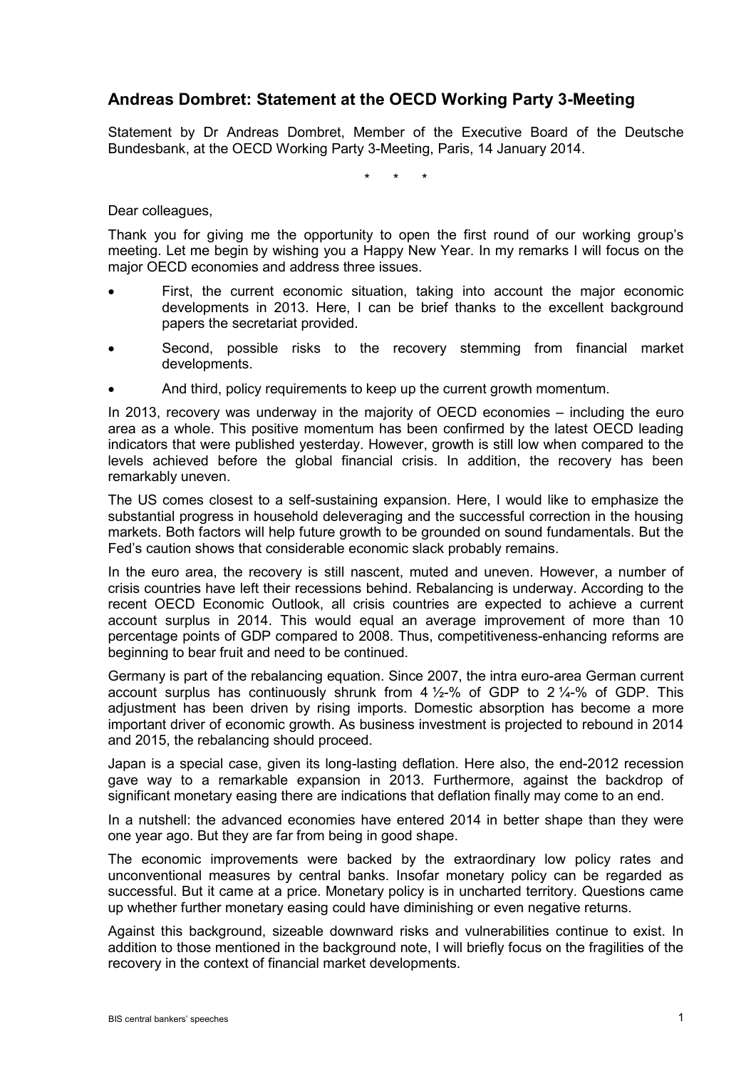## Andreas Dombret: Statement at the OECD Working Party 3-Meeting

Statement by Dr Andreas Dombret, Member of the Executive Board of the Deutsche Bundesbank, at the OECD Working Party 3-Meeting, Paris, 14 January 2014.

\* \* \*

Dear colleagues,

Thank you for giving me the opportunity to open the first round of our working group's meeting. Let me begin by wishing you a Happy New Year. In my remarks I will focus on the major OECD economies and address three issues.

- First, the current economic situation, taking into account the major economic developments in 2013. Here, I can be brief thanks to the excellent background papers the secretariat provided.
- Second, possible risks to the recovery stemming from financial market developments.
- And third, policy requirements to keep up the current growth momentum.

In 2013, recovery was underway in the majority of OECD economies – including the euro area as a whole. This positive momentum has been confirmed by the latest OECD leading indicators that were published yesterday. However, growth is still low when compared to the levels achieved before the global financial crisis. In addition, the recovery has been remarkably uneven.

The US comes closest to a self-sustaining expansion. Here, I would like to emphasize the substantial progress in household deleveraging and the successful correction in the housing markets. Both factors will help future growth to be grounded on sound fundamentals. But the Fed's caution shows that considerable economic slack probably remains.

In the euro area, the recovery is still nascent, muted and uneven. However, a number of crisis countries have left their recessions behind. Rebalancing is underway. According to the recent OECD Economic Outlook, all crisis countries are expected to achieve a current account surplus in 2014. This would equal an average improvement of more than 10 percentage points of GDP compared to 2008. Thus, competitiveness-enhancing reforms are beginning to bear fruit and need to be continued.

Germany is part of the rebalancing equation. Since 2007, the intra euro-area German current account surplus has continuously shrunk from 4 ½-% of GDP to 2 ¼-% of GDP. This adjustment has been driven by rising imports. Domestic absorption has become a more important driver of economic growth. As business investment is projected to rebound in 2014 and 2015, the rebalancing should proceed.

Japan is a special case, given its long-lasting deflation. Here also, the end-2012 recession gave way to a remarkable expansion in 2013. Furthermore, against the backdrop of significant monetary easing there are indications that deflation finally may come to an end.

In a nutshell: the advanced economies have entered 2014 in better shape than they were one year ago. But they are far from being in good shape.

The economic improvements were backed by the extraordinary low policy rates and unconventional measures by central banks. Insofar monetary policy can be regarded as successful. But it came at a price. Monetary policy is in uncharted territory. Questions came up whether further monetary easing could have diminishing or even negative returns.

Against this background, sizeable downward risks and vulnerabilities continue to exist. In addition to those mentioned in the background note, I will briefly focus on the fragilities of the recovery in the context of financial market developments.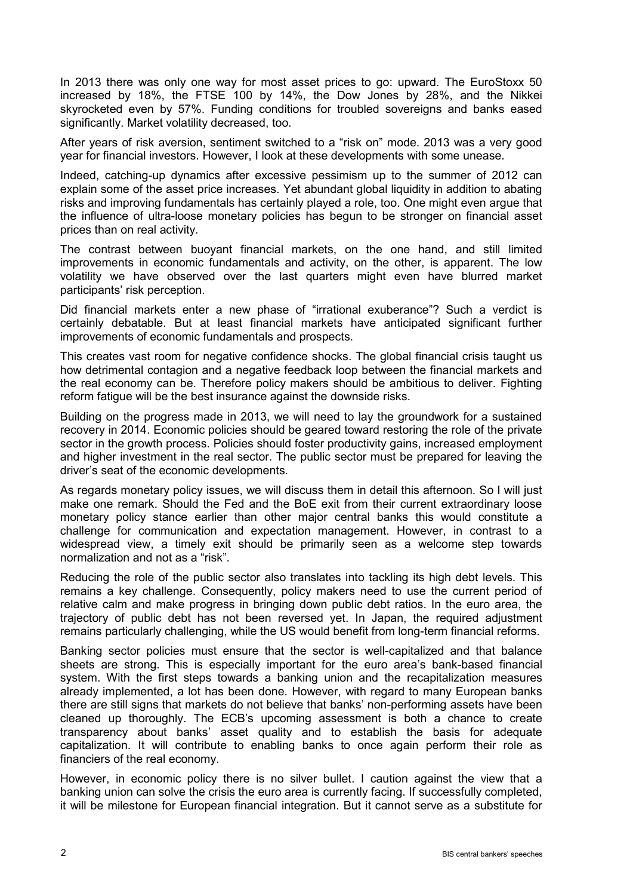In 2013 there was only one way for most asset prices to go: upward. The EuroStoxx 50 increased by 18%, the FTSE 100 by 14%, the Dow Jones by 28%, and the Nikkei skyrocketed even by 57%. Funding conditions for troubled sovereigns and banks eased significantly. Market volatility decreased, too.

After years of risk aversion, sentiment switched to a "risk on" mode. 2013 was a very good year for financial investors. However, I look at these developments with some unease.

Indeed, catching-up dynamics after excessive pessimism up to the summer of 2012 can explain some of the asset price increases. Yet abundant global liquidity in addition to abating risks and improving fundamentals has certainly played a role, too. One might even argue that the influence of ultra-loose monetary policies has begun to be stronger on financial asset prices than on real activity.

The contrast between buoyant financial markets, on the one hand, and still limited improvements in economic fundamentals and activity, on the other, is apparent. The low volatility we have observed over the last quarters might even have blurred market participants' risk perception.

Did financial markets enter a new phase of "irrational exuberance"? Such a verdict is certainly debatable. But at least financial markets have anticipated significant further improvements of economic fundamentals and prospects.

This creates vast room for negative confidence shocks. The global financial crisis taught us how detrimental contagion and a negative feedback loop between the financial markets and the real economy can be. Therefore policy makers should be ambitious to deliver. Fighting reform fatigue will be the best insurance against the downside risks.

Building on the progress made in 2013, we will need to lay the groundwork for a sustained recovery in 2014. Economic policies should be geared toward restoring the role of the private sector in the growth process. Policies should foster productivity gains, increased employment and higher investment in the real sector. The public sector must be prepared for leaving the driver's seat of the economic developments.

As regards monetary policy issues, we will discuss them in detail this afternoon. So I will just make one remark. Should the Fed and the BoE exit from their current extraordinary loose monetary policy stance earlier than other major central banks this would constitute a challenge for communication and expectation management. However, in contrast to a widespread view, a timely exit should be primarily seen as a welcome step towards normalization and not as a "risk".

Reducing the role of the public sector also translates into tackling its high debt levels. This remains a key challenge. Consequently, policy makers need to use the current period of relative calm and make progress in bringing down public debt ratios. In the euro area, the trajectory of public debt has not been reversed yet. In Japan, the required adjustment remains particularly challenging, while the US would benefit from long-term financial reforms.

Banking sector policies must ensure that the sector is well-capitalized and that balance sheets are strong. This is especially important for the euro area's bank-based financial system. With the first steps towards a banking union and the recapitalization measures already implemented, a lot has been done. However, with regard to many European banks there are still signs that markets do not believe that banks' non-performing assets have been cleaned up thoroughly. The ECB's upcoming assessment is both a chance to create transparency about banks' asset quality and to establish the basis for adequate capitalization. It will contribute to enabling banks to once again perform their role as financiers of the real economy.

However, in economic policy there is no silver bullet. I caution against the view that a banking union can solve the crisis the euro area is currently facing. If successfully completed, it will be milestone for European financial integration. But it cannot serve as a substitute for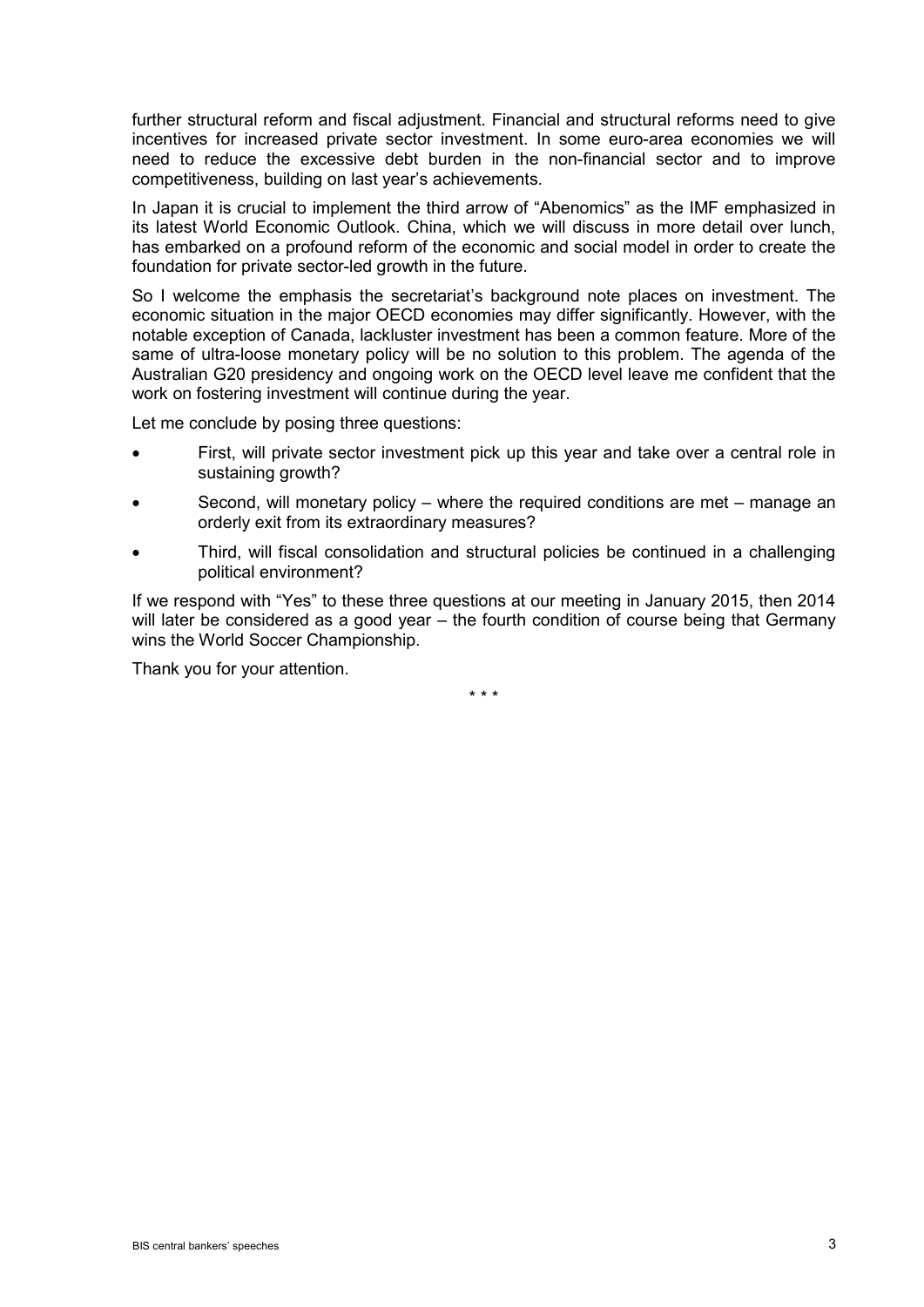further structural reform and fiscal adjustment. Financial and structural reforms need to give incentives for increased private sector investment. In some euro-area economies we will need to reduce the excessive debt burden in the non-financial sector and to improve competitiveness, building on last year's achievements.

In Japan it is crucial to implement the third arrow of "Abenomics" as the IMF emphasized in its latest World Economic Outlook. China, which we will discuss in more detail over lunch, has embarked on a profound reform of the economic and social model in order to create the foundation for private sector-led growth in the future.

So I welcome the emphasis the secretariat's background note places on investment. The economic situation in the major OECD economies may differ significantly. However, with the notable exception of Canada, lackluster investment has been a common feature. More of the same of ultra-loose monetary policy will be no solution to this problem. The agenda of the Australian G20 presidency and ongoing work on the OECD level leave me confident that the work on fostering investment will continue during the year.

Let me conclude by posing three questions:

- First, will private sector investment pick up this year and take over a central role in sustaining growth?
- Second, will monetary policy – where the required conditions are met – manage an orderly exit from its extraordinary measures?
- Third, will fiscal consolidation and structural policies be continued in a challenging political environment?

If we respond with "Yes" to these three questions at our meeting in January 2015, then 2014 will later be considered as a good year – the fourth condition of course being that Germany wins the World Soccer Championship.

Thank you for your attention.

\* \* \*